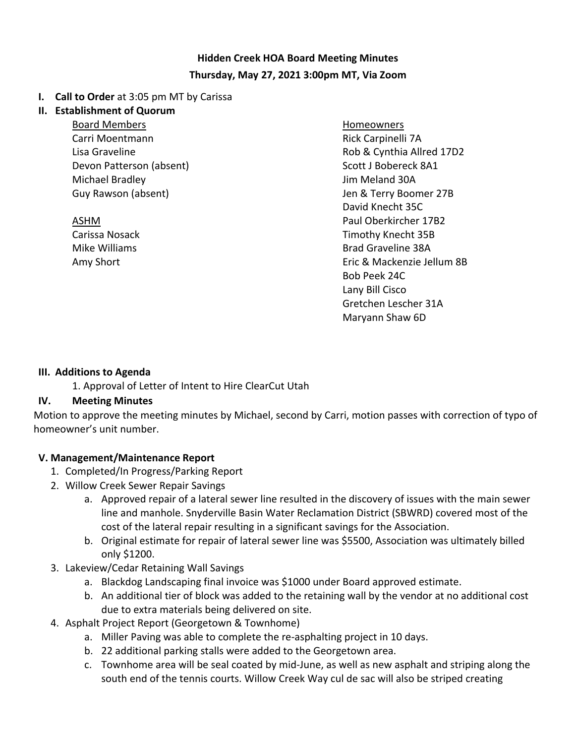**Hidden Creek HOA Board Meeting Minutes**

**Thursday, May 27, 2021 3:00pm MT, Via Zoom**

**I. Call to Order** at 3:05 pm MT by Carissa

**II. Establishment of Quorum**

Board Members
Carri Moentmann
Lisa Graveline
Devon Patterson (absent)
Michael Bradley
Guy Rawson (absent)

ASHM
Carissa Nosack
Mike Williams
Amy Short

Homeowners
Rick Carpinelli 7A
Rob & Cynthia Allred 17D2
Scott J Bobereck 8A1
Jim Meland 30A
Jen & Terry Boomer 27B
David Knecht 35C
Paul Oberkircher 17B2
Timothy Knecht 35B
Brad Graveline 38A
Eric & Mackenzie Jellum 8B
Bob Peek 24C
Lany Bill Cisco
Gretchen Lescher 31A
Maryann Shaw 6D

**III. Additions to Agenda**

1. Approval of Letter of Intent to Hire ClearCut Utah

**IV. Meeting Minutes**

Motion to approve the meeting minutes by Michael, second by Carri, motion passes with correction of typo of homeowner's unit number.

**V. Management/Maintenance Report**

1. Completed/In Progress/Parking Report
2. Willow Creek Sewer Repair Savings
   a. Approved repair of a lateral sewer line resulted in the discovery of issues with the main sewer line and manhole. Snyderville Basin Water Reclamation District (SBWRD) covered most of the cost of the lateral repair resulting in a significant savings for the Association.
   b. Original estimate for repair of lateral sewer line was $5500, Association was ultimately billed only $1200.
3. Lakeview/Cedar Retaining Wall Savings
   a. Blackdog Landscaping final invoice was $1000 under Board approved estimate.
   b. An additional tier of block was added to the retaining wall by the vendor at no additional cost due to extra materials being delivered on site.
4. Asphalt Project Report (Georgetown & Townhome)
   a. Miller Paving was able to complete the re-asphalting project in 10 days.
   b. 22 additional parking stalls were added to the Georgetown area.
   c. Townhome area will be seal coated by mid-June, as well as new asphalt and striping along the south end of the tennis courts. Willow Creek Way cul de sac will also be striped creating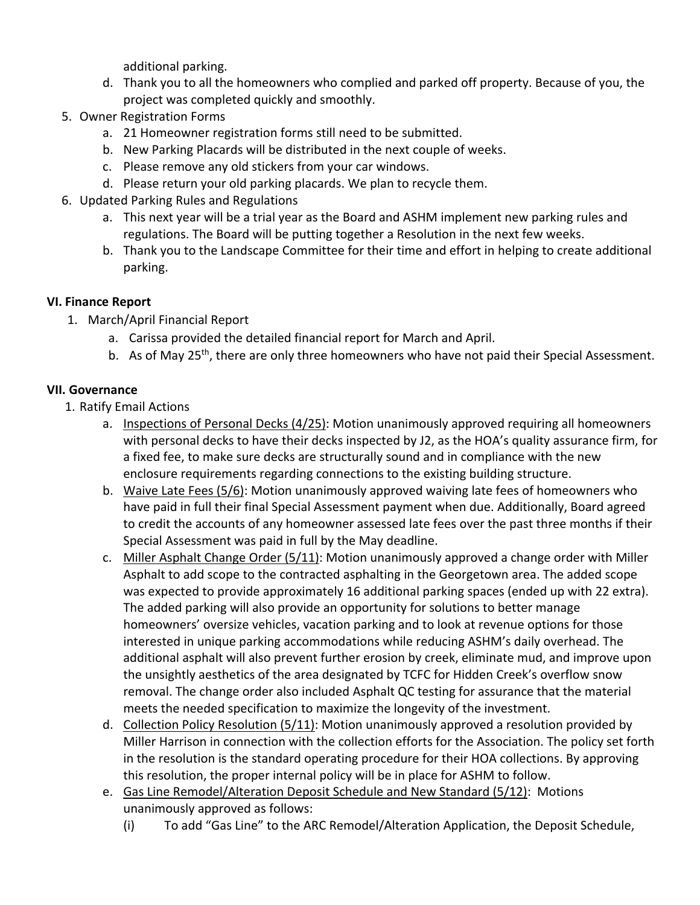additional parking.

d. Thank you to all the homeowners who complied and parked off property. Because of you, the project was completed quickly and smoothly.

5. Owner Registration Forms
   a. 21 Homeowner registration forms still need to be submitted.
   b. New Parking Placards will be distributed in the next couple of weeks.
   c. Please remove any old stickers from your car windows.
   d. Please return your old parking placards. We plan to recycle them.
6. Updated Parking Rules and Regulations
   a. This next year will be a trial year as the Board and ASHM implement new parking rules and regulations. The Board will be putting together a Resolution in the next few weeks.
   b. Thank you to the Landscape Committee for their time and effort in helping to create additional parking.

**VI. Finance Report**

1. March/April Financial Report
   a. Carissa provided the detailed financial report for March and April.
   b. As of May 25th, there are only three homeowners who have not paid their Special Assessment.

**VII. Governance**

1. Ratify Email Actions
   a. Inspections of Personal Decks (4/25): Motion unanimously approved requiring all homeowners with personal decks to have their decks inspected by J2, as the HOA's quality assurance firm, for a fixed fee, to make sure decks are structurally sound and in compliance with the new enclosure requirements regarding connections to the existing building structure.
   b. Waive Late Fees (5/6): Motion unanimously approved waiving late fees of homeowners who have paid in full their final Special Assessment payment when due. Additionally, Board agreed to credit the accounts of any homeowner assessed late fees over the past three months if their Special Assessment was paid in full by the May deadline.
   c. Miller Asphalt Change Order (5/11): Motion unanimously approved a change order with Miller Asphalt to add scope to the contracted asphalting in the Georgetown area. The added scope was expected to provide approximately 16 additional parking spaces (ended up with 22 extra). The added parking will also provide an opportunity for solutions to better manage homeowners' oversize vehicles, vacation parking and to look at revenue options for those interested in unique parking accommodations while reducing ASHM's daily overhead. The additional asphalt will also prevent further erosion by creek, eliminate mud, and improve upon the unsightly aesthetics of the area designated by TCFC for Hidden Creek's overflow snow removal. The change order also included Asphalt QC testing for assurance that the material meets the needed specification to maximize the longevity of the investment.
   d. Collection Policy Resolution (5/11): Motion unanimously approved a resolution provided by Miller Harrison in connection with the collection efforts for the Association. The policy set forth in the resolution is the standard operating procedure for their HOA collections. By approving this resolution, the proper internal policy will be in place for ASHM to follow.
   e. Gas Line Remodel/Alteration Deposit Schedule and New Standard (5/12): Motions unanimously approved as follows:
      (i) To add "Gas Line" to the ARC Remodel/Alteration Application, the Deposit Schedule,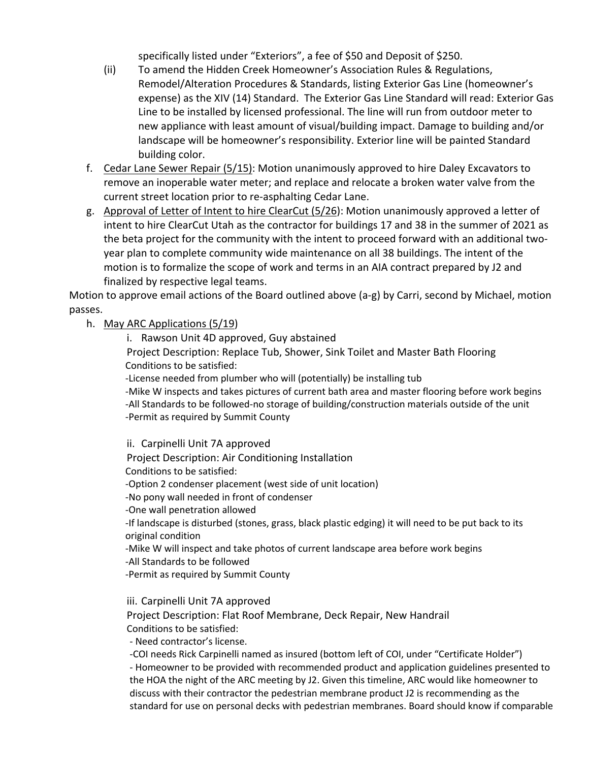specifically listed under "Exteriors", a fee of $50 and Deposit of $250.

(ii) To amend the Hidden Creek Homeowner's Association Rules & Regulations, Remodel/Alteration Procedures & Standards, listing Exterior Gas Line (homeowner's expense) as the XIV (14) Standard. The Exterior Gas Line Standard will read: Exterior Gas Line to be installed by licensed professional. The line will run from outdoor meter to new appliance with least amount of visual/building impact. Damage to building and/or landscape will be homeowner's responsibility. Exterior line will be painted Standard building color.

f. Cedar Lane Sewer Repair (5/15): Motion unanimously approved to hire Daley Excavators to remove an inoperable water meter; and replace and relocate a broken water valve from the current street location prior to re-asphalting Cedar Lane.

g. Approval of Letter of Intent to hire ClearCut (5/26): Motion unanimously approved a letter of intent to hire ClearCut Utah as the contractor for buildings 17 and 38 in the summer of 2021 as the beta project for the community with the intent to proceed forward with an additional two-year plan to complete community wide maintenance on all 38 buildings. The intent of the motion is to formalize the scope of work and terms in an AIA contract prepared by J2 and finalized by respective legal teams.

Motion to approve email actions of the Board outlined above (a-g) by Carri, second by Michael, motion passes.

h. May ARC Applications (5/19)

i. Rawson Unit 4D approved, Guy abstained

Project Description: Replace Tub, Shower, Sink Toilet and Master Bath Flooring

Conditions to be satisfied:

-License needed from plumber who will (potentially) be installing tub

-Mike W inspects and takes pictures of current bath area and master flooring before work begins

-All Standards to be followed-no storage of building/construction materials outside of the unit

-Permit as required by Summit County

ii. Carpinelli Unit 7A approved

Project Description: Air Conditioning Installation

Conditions to be satisfied:

-Option 2 condenser placement (west side of unit location)

-No pony wall needed in front of condenser

-One wall penetration allowed

-If landscape is disturbed (stones, grass, black plastic edging) it will need to be put back to its original condition

-Mike W will inspect and take photos of current landscape area before work begins

-All Standards to be followed

-Permit as required by Summit County

iii. Carpinelli Unit 7A approved

Project Description: Flat Roof Membrane, Deck Repair, New Handrail

Conditions to be satisfied:

- Need contractor's license.

-COI needs Rick Carpinelli named as insured (bottom left of COI, under "Certificate Holder")

- Homeowner to be provided with recommended product and application guidelines presented to the HOA the night of the ARC meeting by J2. Given this timeline, ARC would like homeowner to discuss with their contractor the pedestrian membrane product J2 is recommending as the standard for use on personal decks with pedestrian membranes. Board should know if comparable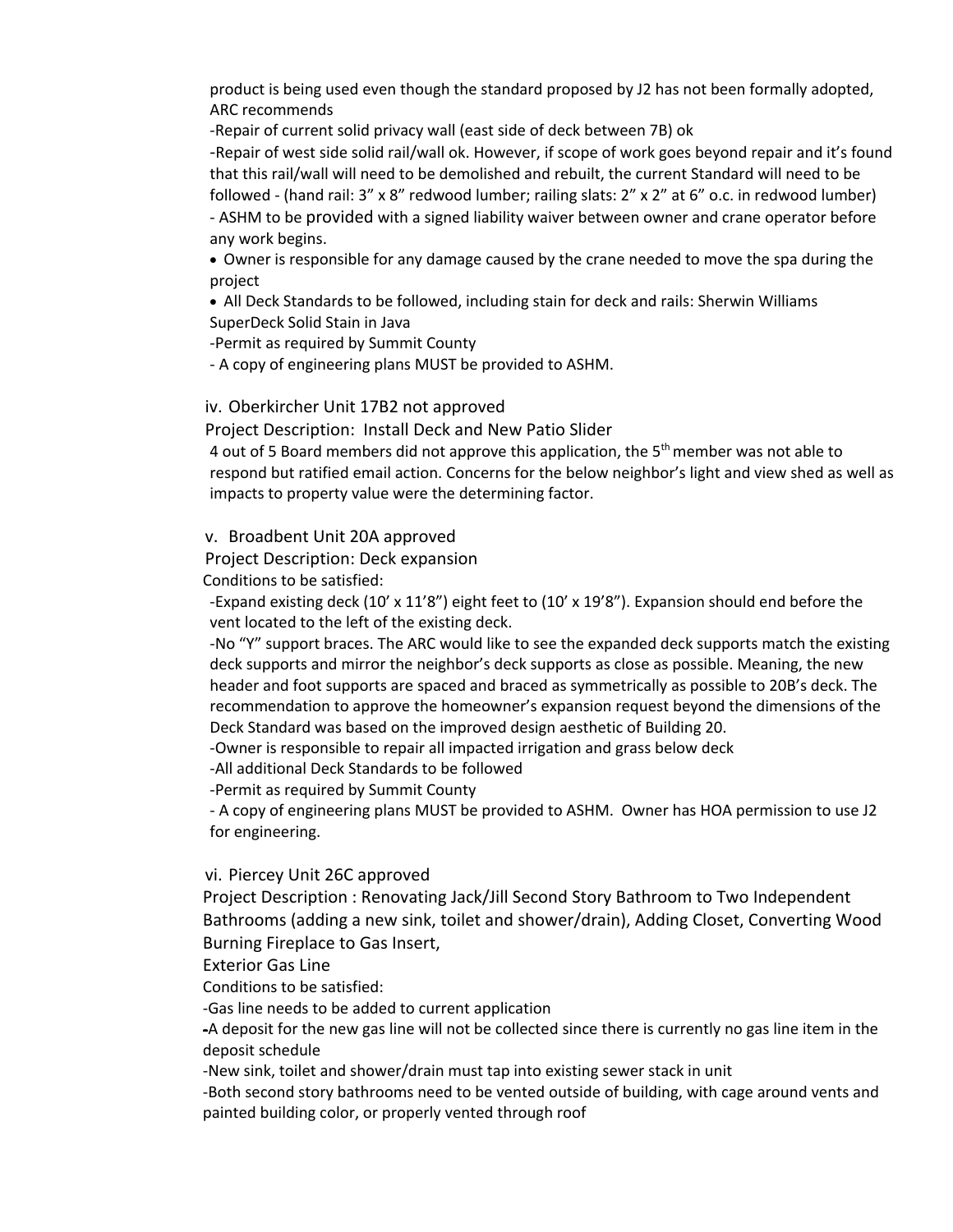product is being used even though the standard proposed by J2 has not been formally adopted, ARC recommends

-Repair of current solid privacy wall (east side of deck between 7B) ok

-Repair of west side solid rail/wall ok. However, if scope of work goes beyond repair and it's found that this rail/wall will need to be demolished and rebuilt, the current Standard will need to be followed - (hand rail: 3" x 8" redwood lumber; railing slats: 2" x 2" at 6" o.c. in redwood lumber)

- ASHM to be provided with a signed liability waiver between owner and crane operator before any work begins.

- Owner is responsible for any damage caused by the crane needed to move the spa during the project
- All Deck Standards to be followed, including stain for deck and rails: Sherwin Williams SuperDeck Solid Stain in Java

-Permit as required by Summit County

- A copy of engineering plans MUST be provided to ASHM.

iv. Oberkircher Unit 17B2 not approved

Project Description: Install Deck and New Patio Slider

4 out of 5 Board members did not approve this application, the 5th member was not able to respond but ratified email action. Concerns for the below neighbor's light and view shed as well as impacts to property value were the determining factor.

v. Broadbent Unit 20A approved

Project Description: Deck expansion

Conditions to be satisfied:

-Expand existing deck (10' x 11'8") eight feet to (10' x 19'8"). Expansion should end before the vent located to the left of the existing deck.

-No "Y" support braces. The ARC would like to see the expanded deck supports match the existing deck supports and mirror the neighbor's deck supports as close as possible. Meaning, the new header and foot supports are spaced and braced as symmetrically as possible to 20B's deck. The recommendation to approve the homeowner's expansion request beyond the dimensions of the Deck Standard was based on the improved design aesthetic of Building 20.

-Owner is responsible to repair all impacted irrigation and grass below deck

-All additional Deck Standards to be followed

-Permit as required by Summit County

- A copy of engineering plans MUST be provided to ASHM. Owner has HOA permission to use J2 for engineering.

vi. Piercey Unit 26C approved

Project Description : Renovating Jack/Jill Second Story Bathroom to Two Independent Bathrooms (adding a new sink, toilet and shower/drain), Adding Closet, Converting Wood Burning Fireplace to Gas Insert,

Exterior Gas Line

Conditions to be satisfied:

-Gas line needs to be added to current application

-A deposit for the new gas line will not be collected since there is currently no gas line item in the deposit schedule

-New sink, toilet and shower/drain must tap into existing sewer stack in unit

-Both second story bathrooms need to be vented outside of building, with cage around vents and painted building color, or properly vented through roof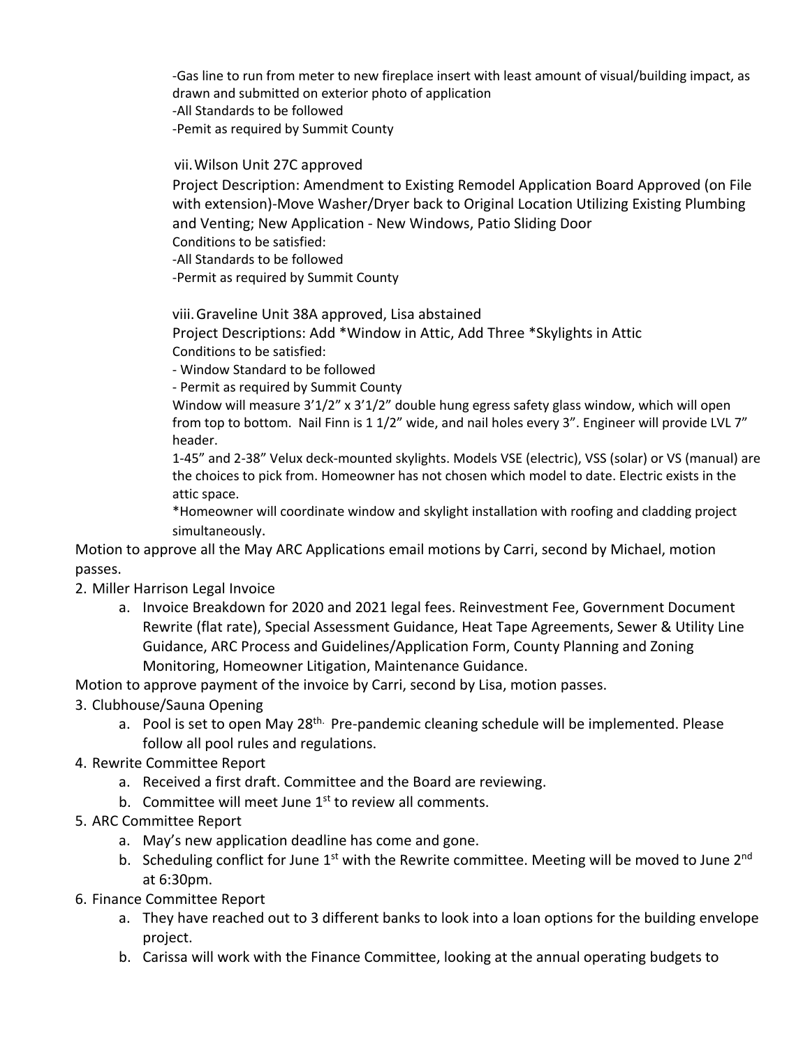-Gas line to run from meter to new fireplace insert with least amount of visual/building impact, as drawn and submitted on exterior photo of application
-All Standards to be followed
-Pemit as required by Summit County

vii. Wilson Unit 27C approved

Project Description: Amendment to Existing Remodel Application Board Approved (on File with extension)-Move Washer/Dryer back to Original Location Utilizing Existing Plumbing and Venting; New Application - New Windows, Patio Sliding Door
Conditions to be satisfied:
-All Standards to be followed
-Permit as required by Summit County

viii. Graveline Unit 38A approved, Lisa abstained

Project Descriptions: Add *Window in Attic, Add Three *Skylights in Attic
Conditions to be satisfied:
- Window Standard to be followed
- Permit as required by Summit County

Window will measure 3'1/2" x 3'1/2" double hung egress safety glass window, which will open from top to bottom. Nail Finn is 1 1/2" wide, and nail holes every 3". Engineer will provide LVL 7" header.

1-45" and 2-38" Velux deck-mounted skylights. Models VSE (electric), VSS (solar) or VS (manual) are the choices to pick from. Homeowner has not chosen which model to date. Electric exists in the attic space.

*Homeowner will coordinate window and skylight installation with roofing and cladding project simultaneously.

Motion to approve all the May ARC Applications email motions by Carri, second by Michael, motion passes.

2. Miller Harrison Legal Invoice
   a. Invoice Breakdown for 2020 and 2021 legal fees. Reinvestment Fee, Government Document Rewrite (flat rate), Special Assessment Guidance, Heat Tape Agreements, Sewer & Utility Line Guidance, ARC Process and Guidelines/Application Form, County Planning and Zoning Monitoring, Homeowner Litigation, Maintenance Guidance.

Motion to approve payment of the invoice by Carri, second by Lisa, motion passes.

3. Clubhouse/Sauna Opening
   a. Pool is set to open May 28th. Pre-pandemic cleaning schedule will be implemented. Please follow all pool rules and regulations.
4. Rewrite Committee Report
   a. Received a first draft. Committee and the Board are reviewing.
   b. Committee will meet June 1st to review all comments.
5. ARC Committee Report
   a. May's new application deadline has come and gone.
   b. Scheduling conflict for June 1st with the Rewrite committee. Meeting will be moved to June 2nd at 6:30pm.
6. Finance Committee Report
   a. They have reached out to 3 different banks to look into a loan options for the building envelope project.
   b. Carissa will work with the Finance Committee, looking at the annual operating budgets to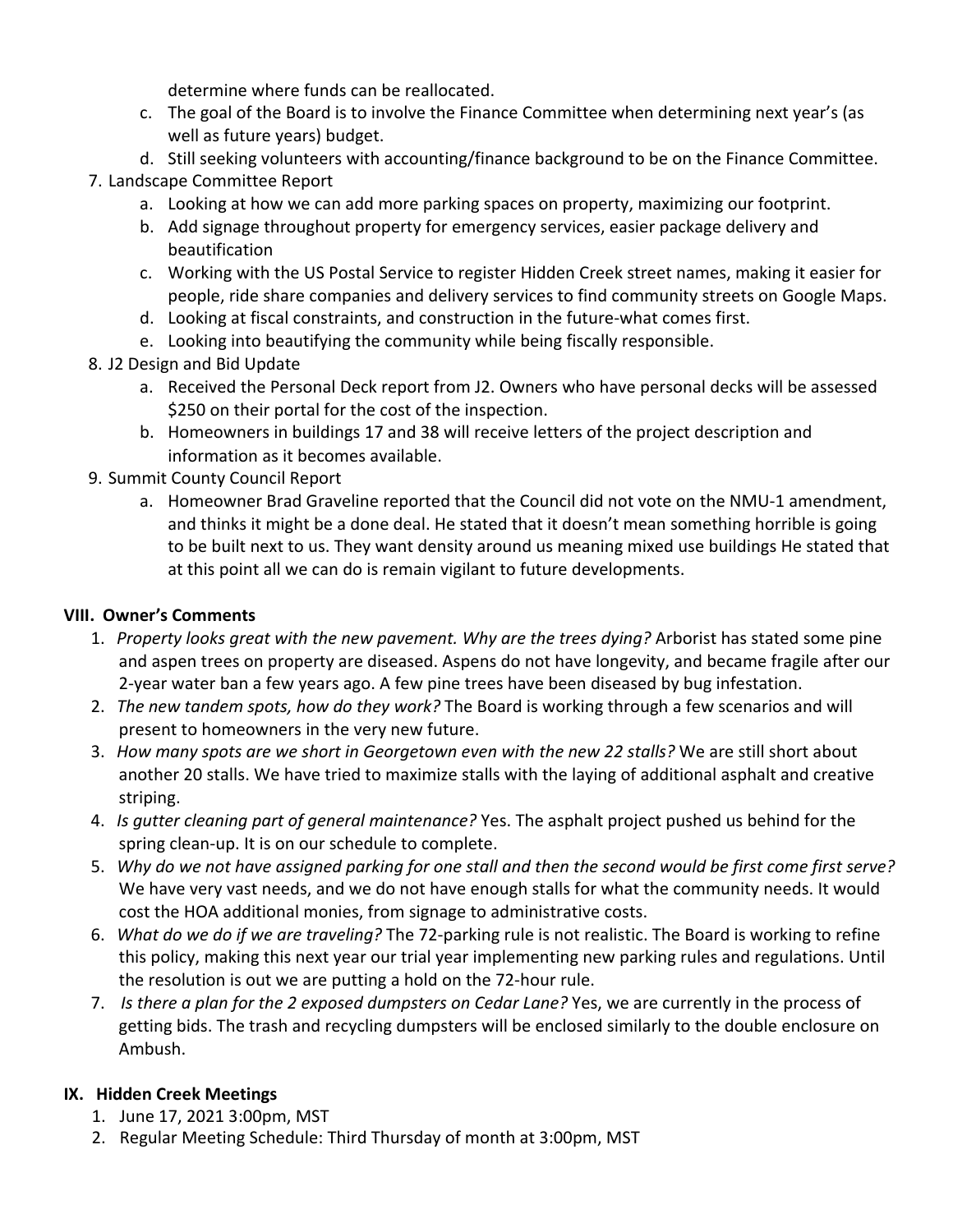determine where funds can be reallocated.

   c. The goal of the Board is to involve the Finance Committee when determining next year's (as well as future years) budget.
   d. Still seeking volunteers with accounting/finance background to be on the Finance Committee.

7. Landscape Committee Report
   a. Looking at how we can add more parking spaces on property, maximizing our footprint.
   b. Add signage throughout property for emergency services, easier package delivery and beautification
   c. Working with the US Postal Service to register Hidden Creek street names, making it easier for people, ride share companies and delivery services to find community streets on Google Maps.
   d. Looking at fiscal constraints, and construction in the future-what comes first.
   e. Looking into beautifying the community while being fiscally responsible.
8. J2 Design and Bid Update
   a. Received the Personal Deck report from J2. Owners who have personal decks will be assessed $250 on their portal for the cost of the inspection.
   b. Homeowners in buildings 17 and 38 will receive letters of the project description and information as it becomes available.
9. Summit County Council Report
   a. Homeowner Brad Graveline reported that the Council did not vote on the NMU-1 amendment, and thinks it might be a done deal. He stated that it doesn't mean something horrible is going to be built next to us. They want density around us meaning mixed use buildings He stated that at this point all we can do is remain vigilant to future developments.

## VIII. Owner's Comments

1. *Property looks great with the new pavement. Why are the trees dying?* Arborist has stated some pine and aspen trees on property are diseased. Aspens do not have longevity, and became fragile after our 2-year water ban a few years ago. A few pine trees have been diseased by bug infestation.
2. *The new tandem spots, how do they work?* The Board is working through a few scenarios and will present to homeowners in the very new future.
3. *How many spots are we short in Georgetown even with the new 22 stalls?* We are still short about another 20 stalls. We have tried to maximize stalls with the laying of additional asphalt and creative striping.
4. *Is gutter cleaning part of general maintenance?* Yes. The asphalt project pushed us behind for the spring clean-up. It is on our schedule to complete.
5. *Why do we not have assigned parking for one stall and then the second would be first come first serve?* We have very vast needs, and we do not have enough stalls for what the community needs. It would cost the HOA additional monies, from signage to administrative costs.
6. *What do we do if we are traveling?* The 72-parking rule is not realistic. The Board is working to refine this policy, making this next year our trial year implementing new parking rules and regulations. Until the resolution is out we are putting a hold on the 72-hour rule.
7. *Is there a plan for the 2 exposed dumpsters on Cedar Lane?* Yes, we are currently in the process of getting bids. The trash and recycling dumpsters will be enclosed similarly to the double enclosure on Ambush.

## IX. Hidden Creek Meetings

1. June 17, 2021 3:00pm, MST
2. Regular Meeting Schedule: Third Thursday of month at 3:00pm, MST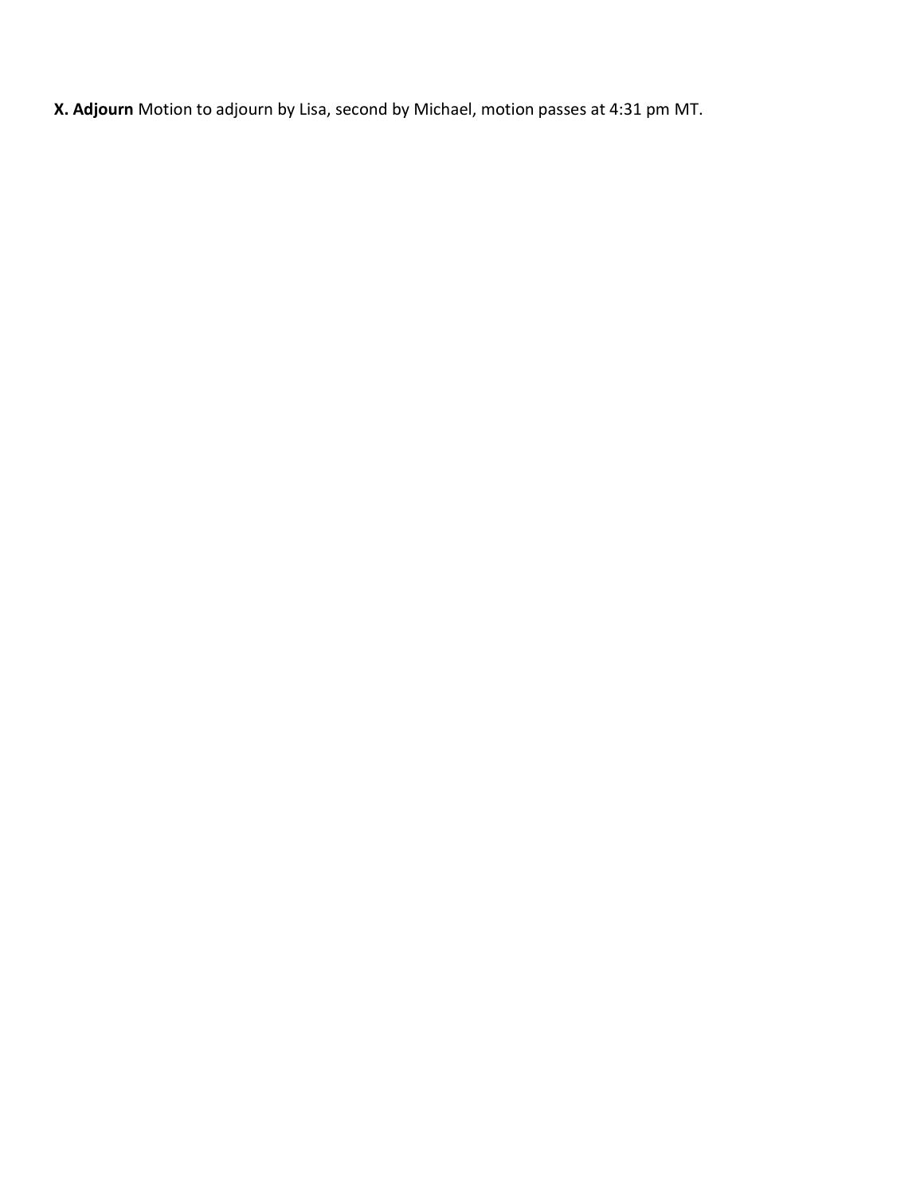**X. Adjourn** Motion to adjourn by Lisa, second by Michael, motion passes at 4:31 pm MT.